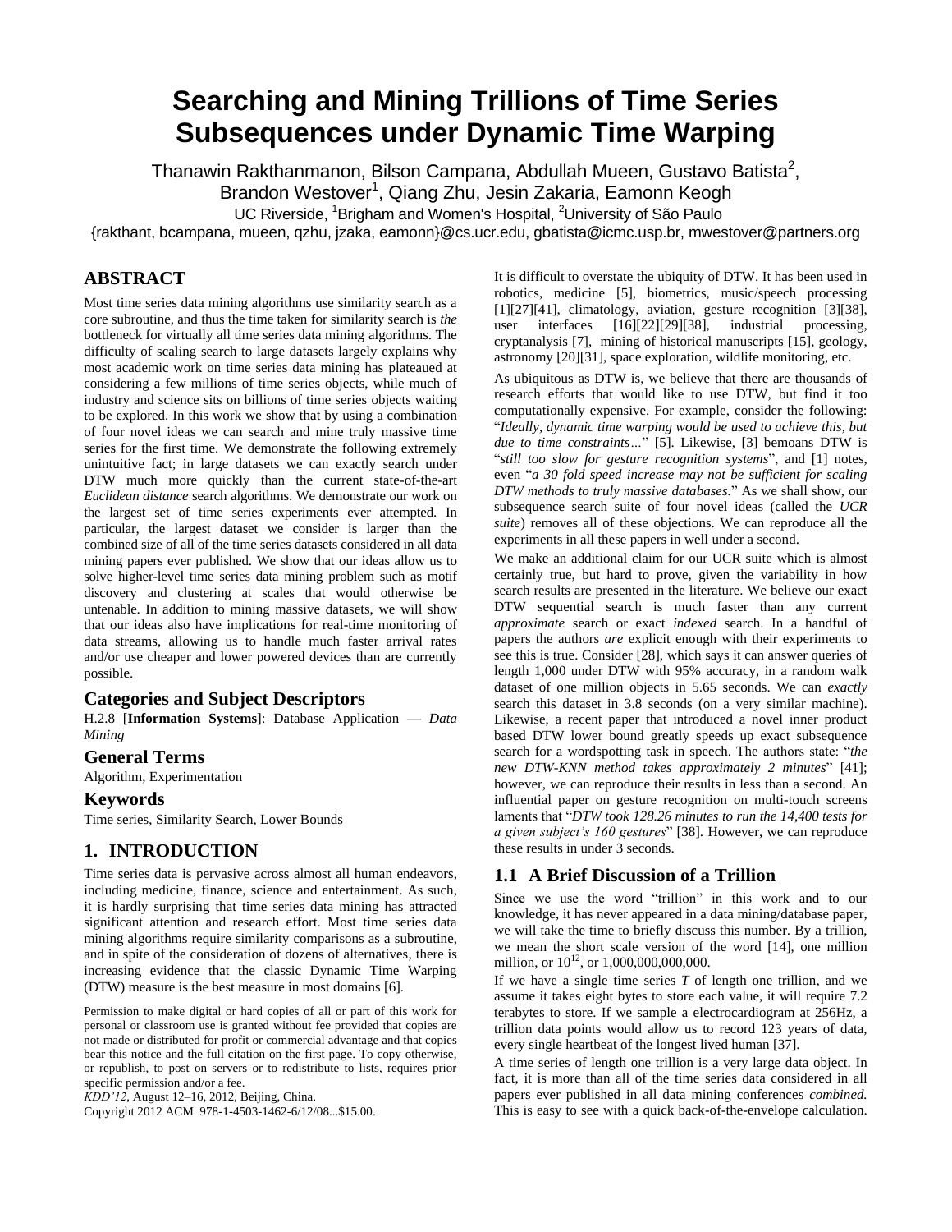# Searching and Mining Trillions of Time Series Subsequences under Dynamic Time Warping

Thanawin Rakthanmanon, Bilson Campana, Abdullah Mueen, Gustavo Batista[2], Brandon Westover[1], Qiang Zhu, Jesin Zakaria, Eamonn Keogh

UC Riverside, [1]Brigham and Women's Hospital, [2]University of São Paulo

{rakthant, bcampana, mueen, qzhu, jzaka, eamonn}@cs.ucr.edu, gbatista@icmc.usp.br, mwestover@partners.org

## ABSTRACT

Most time series data mining algorithms use similarity search as a core subroutine, and thus the time taken for similarity search is *the* bottleneck for virtually all time series data mining algorithms. The difficulty of scaling search to large datasets largely explains why most academic work on time series data mining has plateaued at considering a few millions of time series objects, while much of industry and science sits on billions of time series objects waiting to be explored. In this work we show that by using a combination of four novel ideas we can search and mine truly massive time series for the first time. We demonstrate the following extremely unintuitive fact; in large datasets we can exactly search under DTW much more quickly than the current state-of-the-art *Euclidean distance* search algorithms. We demonstrate our work on the largest set of time series experiments ever attempted. In particular, the largest dataset we consider is larger than the combined size of all of the time series datasets considered in all data mining papers ever published. We show that our ideas allow us to solve higher-level time series data mining problem such as motif discovery and clustering at scales that would otherwise be untenable. In addition to mining massive datasets, we will show that our ideas also have implications for real-time monitoring of data streams, allowing us to handle much faster arrival rates and/or use cheaper and lower powered devices than are currently possible.

### Categories and Subject Descriptors

H.2.8 [**Information Systems**]: Database Application — *Data Mining*

### General Terms

Algorithm, Experimentation

### Keywords

Time series, Similarity Search, Lower Bounds

## 1. INTRODUCTION

Time series data is pervasive across almost all human endeavors, including medicine, finance, science and entertainment. As such, it is hardly surprising that time series data mining has attracted significant attention and research effort. Most time series data mining algorithms require similarity comparisons as a subroutine, and in spite of the consideration of dozens of alternatives, there is increasing evidence that the classic Dynamic Time Warping (DTW) measure is the best measure in most domains [6].

Permission to make digital or hard copies of all or part of this work for personal or classroom use is granted without fee provided that copies are not made or distributed for profit or commercial advantage and that copies bear this notice and the full citation on the first page. To copy otherwise, or republish, to post on servers or to redistribute to lists, requires prior specific permission and/or a fee.
*KDD'12*, August 12–16, 2012, Beijing, China.
Copyright 2012 ACM 978-1-4503-1462-6/12/08...$15.00.

It is difficult to overstate the ubiquity of DTW. It has been used in robotics, medicine [5], biometrics, music/speech processing [1][27][41], climatology, aviation, gesture recognition [3][38], user interfaces [16][22][29][38], industrial processing, cryptanalysis [7], mining of historical manuscripts [15], geology, astronomy [20][31], space exploration, wildlife monitoring, etc.

As ubiquitous as DTW is, we believe that there are thousands of research efforts that would like to use DTW, but find it too computationally expensive. For example, consider the following: "*Ideally, dynamic time warping would be used to achieve this, but due to time constraints…*" [5]. Likewise, [3] bemoans DTW is "*still too slow for gesture recognition systems*", and [1] notes, even "*a 30 fold speed increase may not be sufficient for scaling DTW methods to truly massive databases.*" As we shall show, our subsequence search suite of four novel ideas (called the *UCR suite*) removes all of these objections. We can reproduce all the experiments in all these papers in well under a second.

We make an additional claim for our UCR suite which is almost certainly true, but hard to prove, given the variability in how search results are presented in the literature. We believe our exact DTW sequential search is much faster than any current *approximate* search or exact *indexed* search. In a handful of papers the authors *are* explicit enough with their experiments to see this is true. Consider [28], which says it can answer queries of length 1,000 under DTW with 95% accuracy, in a random walk dataset of one million objects in 5.65 seconds. We can *exactly* search this dataset in 3.8 seconds (on a very similar machine). Likewise, a recent paper that introduced a novel inner product based DTW lower bound greatly speeds up exact subsequence search for a wordspotting task in speech. The authors state: "*the new DTW-KNN method takes approximately 2 minutes*" [41]; however, we can reproduce their results in less than a second. An influential paper on gesture recognition on multi-touch screens laments that "*DTW took 128.26 minutes to run the 14,400 tests for a given subject's 160 gestures*" [38]. However, we can reproduce these results in under 3 seconds.

### 1.1 A Brief Discussion of a Trillion

Since we use the word "trillion" in this work and to our knowledge, it has never appeared in a data mining/database paper, we will take the time to briefly discuss this number. By a trillion, we mean the short scale version of the word [14], one million million, or $10^{12}$, or 1,000,000,000,000.

If we have a single time series *T* of length one trillion, and we assume it takes eight bytes to store each value, it will require 7.2 terabytes to store. If we sample a electrocardiogram at 256Hz, a trillion data points would allow us to record 123 years of data, every single heartbeat of the longest lived human [37].

A time series of length one trillion is a very large data object. In fact, it is more than all of the time series data considered in all papers ever published in all data mining conferences *combined.* This is easy to see with a quick back-of-the-envelope calculation.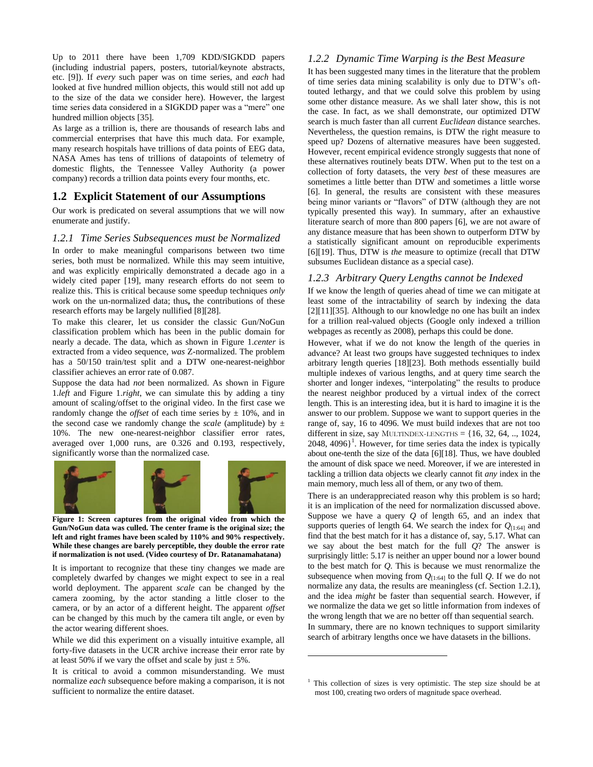Up to 2011 there have been 1,709 KDD/SIGKDD papers (including industrial papers, posters, tutorial/keynote abstracts, etc. [9]). If *every* such paper was on time series, and *each* had looked at five hundred million objects, this would still not add up to the size of the data we consider here). However, the largest time series data considered in a SIGKDD paper was a "mere" one hundred million objects [35].

As large as a trillion is, there are thousands of research labs and commercial enterprises that have this much data. For example, many research hospitals have trillions of data points of EEG data, NASA Ames has tens of trillions of datapoints of telemetry of domestic flights, the Tennessee Valley Authority (a power company) records a trillion data points every four months, etc.

## 1.2 Explicit Statement of our Assumptions

Our work is predicated on several assumptions that we will now enumerate and justify.

### *1.2.1 Time Series Subsequences must be Normalized*

In order to make meaningful comparisons between two time series, both must be normalized. While this may seem intuitive, and was explicitly empirically demonstrated a decade ago in a widely cited paper [19], many research efforts do not seem to realize this. This is critical because some speedup techniques *only* work on the un-normalized data; thus**,** the contributions of these research efforts may be largely nullified [8][28].

To make this clearer, let us consider the classic Gun/NoGun classification problem which has been in the public domain for nearly a decade. The data, which as shown in Figure 1.*center* is extracted from a video sequence, *was* Z-normalized. The problem has a 50/150 train/test split and a DTW one-nearest-neighbor classifier achieves an error rate of 0.087.

Suppose the data had *not* been normalized. As shown in Figure 1.*left* and Figure 1.*right*, we can simulate this by adding a tiny amount of scaling/offset to the original video. In the first case we randomly change the *offset* of each time series by ± 10%, and in the second case we randomly change the *scale* (amplitude) by ± 10%. The new one-nearest-neighbor classifier error rates, averaged over 1,000 runs, are 0.326 and 0.193, respectively, significantly worse than the normalized case.

**Figure 1: Screen captures from the original video from which the Gun/NoGun data was culled. The center frame is the original size; the left and right frames have been scaled by 110% and 90% respectively. While these changes are barely perceptible, they double the error rate if normalization is not used. (Video courtesy of Dr. Ratanamahatana)**

It is important to recognize that these tiny changes we made are completely dwarfed by changes we might expect to see in a real world deployment. The apparent *scale* can be changed by the camera zooming, by the actor standing a little closer to the camera, or by an actor of a different height. The apparent *offset* can be changed by this much by the camera tilt angle, or even by the actor wearing different shoes.

While we did this experiment on a visually intuitive example, all forty-five datasets in the UCR archive increase their error rate by at least 50% if we vary the offset and scale by just ± 5%.

It is critical to avoid a common misunderstanding. We must normalize *each* subsequence before making a comparison, it is not sufficient to normalize the entire dataset.

### *1.2.2 Dynamic Time Warping is the Best Measure*

It has been suggested many times in the literature that the problem of time series data mining scalability is only due to DTW's oft-touted lethargy, and that we could solve this problem by using some other distance measure. As we shall later show, this is not the case. In fact, as we shall demonstrate, our optimized DTW search is much faster than all current *Euclidean* distance searches. Nevertheless, the question remains, is DTW the right measure to speed up? Dozens of alternative measures have been suggested. However, recent empirical evidence strongly suggests that none of these alternatives routinely beats DTW. When put to the test on a collection of forty datasets, the very *best* of these measures are sometimes a little better than DTW and sometimes a little worse [6]. In general, the results are consistent with these measures being minor variants or "flavors" of DTW (although they are not typically presented this way). In summary, after an exhaustive literature search of more than 800 papers [6], we are not aware of any distance measure that has been shown to outperform DTW by a statistically significant amount on reproducible experiments [6][19]. Thus, DTW is *the* measure to optimize (recall that DTW subsumes Euclidean distance as a special case).

### *1.2.3 Arbitrary Query Lengths cannot be Indexed*

If we know the length of queries ahead of time we can mitigate at least some of the intractability of search by indexing the data [2][11][35]. Although to our knowledge no one has built an index for a trillion real-valued objects (Google only indexed a trillion webpages as recently as 2008), perhaps this could be done.

However, what if we do not know the length of the queries in advance? At least two groups have suggested techniques to index arbitrary length queries [18][23]. Both methods essentially build multiple indexes of various lengths, and at query time search the shorter and longer indexes, "interpolating" the results to produce the nearest neighbor produced by a virtual index of the correct length. This is an interesting idea, but it is hard to imagine it is the answer to our problem. Suppose we want to support queries in the range of, say, 16 to 4096. We must build indexes that are not too different in size, say MULTINDEX-LENGTHS = {16, 32, 64, .., 1024, 2048, 4096}[1]. However, for time series data the index is typically about one-tenth the size of the data [6][18]. Thus, we have doubled the amount of disk space we need. Moreover, if we are interested in tackling a trillion data objects we clearly cannot fit *any* index in the main memory, much less all of them, or any two of them.

There is an underappreciated reason why this problem is so hard; it is an implication of the need for normalization discussed above. Suppose we have a query $Q$ of length 65, and an index that supports queries of length 64. We search the index for $Q_{[1:64]}$ and find that the best match for it has a distance of, say, 5.17. What can we say about the best match for the full $Q$? The answer is surprisingly little: 5.17 is neither an upper bound nor a lower bound to the best match for $Q$. This is because we must renormalize the subsequence when moving from $Q_{[1:64]}$ to the full $Q$. If we do not normalize any data, the results are meaningless (cf. Section 1.2.1), and the idea *might* be faster than sequential search. However, if we normalize the data we get so little information from indexes of the wrong length that we are no better off than sequential search.

In summary, there are no known techniques to support similarity search of arbitrary lengths once we have datasets in the billions.

[1] This collection of sizes is very optimistic. The step size should be at most 100, creating two orders of magnitude space overhead.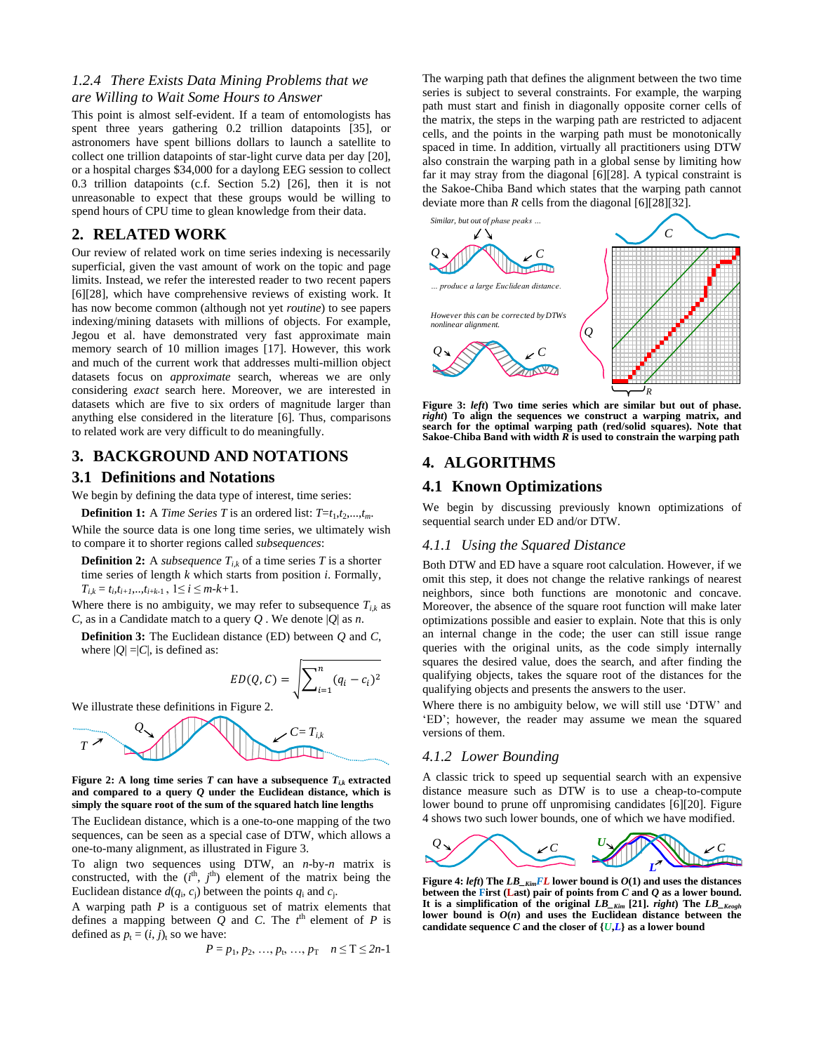#### 1.2.4 There Exists Data Mining Problems that we are Willing to Wait Some Hours to Answer

This point is almost self-evident. If a team of entomologists has spent three years gathering 0.2 trillion datapoints [35], or astronomers have spent billions dollars to launch a satellite to collect one trillion datapoints of star-light curve data per day [20], or a hospital charges $34,000 for a daylong EEG session to collect 0.3 trillion datapoints (c.f. Section 5.2) [26], then it is not unreasonable to expect that these groups would be willing to spend hours of CPU time to glean knowledge from their data.

## 2. RELATED WORK

Our review of related work on time series indexing is necessarily superficial, given the vast amount of work on the topic and page limits. Instead, we refer the interested reader to two recent papers [6][28], which have comprehensive reviews of existing work. It has now become common (although not yet *routine*) to see papers indexing/mining datasets with millions of objects. For example, Jegou et al. have demonstrated very fast approximate main memory search of 10 million images [17]. However, this work and much of the current work that addresses multi-million object datasets focus on *approximate* search, whereas we are only considering *exact* search here. Moreover, we are interested in datasets which are five to six orders of magnitude larger than anything else considered in the literature [6]. Thus, comparisons to related work are very difficult to do meaningfully.

## 3. BACKGROUND AND NOTATIONS

### 3.1 Definitions and Notations

We begin by defining the data type of interest, time series:

**Definition 1:** A *Time Series* $T$ is an ordered list: $T=t_1,t_2,...,t_m$.

While the source data is one long time series, we ultimately wish to compare it to shorter regions called *subsequences*:

**Definition 2:** A *subsequence* $T_{i,k}$ of a time series $T$ is a shorter time series of length $k$ which starts from position $i$. Formally, $T_{i,k} = t_i,t_{i+1},..,t_{i+k-1}$ , $1 \le i \le m-k+1$.

Where there is no ambiguity, we may refer to subsequence $T_{i,k}$ as $C$, as in a Candidate match to a query $Q$ . We denote $|Q|$ as $n$.

**Definition 3:** The Euclidean distance (ED) between $Q$ and $C$, where $|Q| =|C|$, is defined as:

$$ED(Q,C) = \sqrt{\sum_{i=1}^{n} (q_i - c_i)^2}$$

We illustrate these definitions in Figure 2.

**Figure 2: A long time series $T$ can have a subsequence $T_{i,k}$ extracted and compared to a query $Q$ under the Euclidean distance, which is simply the square root of the sum of the squared hatch line lengths**

The Euclidean distance, which is a one-to-one mapping of the two sequences, can be seen as a special case of DTW, which allows a one-to-many alignment, as illustrated in Figure 3.

To align two sequences using DTW, an $n$-by-$n$ matrix is constructed, with the ($i^{th}$, $j^{th}$) element of the matrix being the Euclidean distance $d(q_i, c_j)$ between the points $q_i$ and $c_j$.

A warping path $P$ is a contiguous set of matrix elements that defines a mapping between $Q$ and $C$. The $t^{th}$ element of $P$ is defined as $p_t = (i, j)_t$ so we have:

$$P = p_1, p_2, \ldots, p_t, \ldots, p_T \quad n \le T \le 2n\text{-}1$$

The warping path that defines the alignment between the two time series is subject to several constraints. For example, the warping path must start and finish in diagonally opposite corner cells of the matrix, the steps in the warping path are restricted to adjacent cells, and the points in the warping path must be monotonically spaced in time. In addition, virtually all practitioners using DTW also constrain the warping path in a global sense by limiting how far it may stray from the diagonal [6][28]. A typical constraint is the Sakoe-Chiba Band which states that the warping path cannot deviate more than $R$ cells from the diagonal [6][28][32].

**Figure 3: *left*) Two time series which are similar but out of phase. *right*) To align the sequences we construct a warping matrix, and search for the optimal warping path (red/solid squares). Note that Sakoe-Chiba Band with width $R$ is used to constrain the warping path**

## 4. ALGORITHMS

### 4.1 Known Optimizations

We begin by discussing previously known optimizations of sequential search under ED and/or DTW.

#### 4.1.1 Using the Squared Distance

Both DTW and ED have a square root calculation. However, if we omit this step, it does not change the relative rankings of nearest neighbors, since both functions are monotonic and concave. Moreover, the absence of the square root function will make later optimizations possible and easier to explain. Note that this is only an internal change in the code; the user can still issue range queries with the original units, as the code simply internally squares the desired value, does the search, and after finding the qualifying objects, takes the square root of the distances for the qualifying objects and presents the answers to the user.

Where there is no ambiguity below, we will still use 'DTW' and 'ED'; however, the reader may assume we mean the squared versions of them.

#### 4.1.2 Lower Bounding

A classic trick to speed up sequential search with an expensive distance measure such as DTW is to use a cheap-to-compute lower bound to prune off unpromising candidates [6][20]. Figure 4 shows two such lower bounds, one of which we have modified.

**Figure 4: *left*) The $LB\_Kim$*FL* lower bound is $O(1)$ and uses the distances between the First (Last) pair of points from $C$ and $Q$ as a lower bound. It is a simplification of the original $LB\_Kim$ [21]. *right*) The $LB\_Keogh$ lower bound is $O(n)$ and uses the Euclidean distance between the candidate sequence $C$ and the closer of {$U$,$L$} as a lower bound**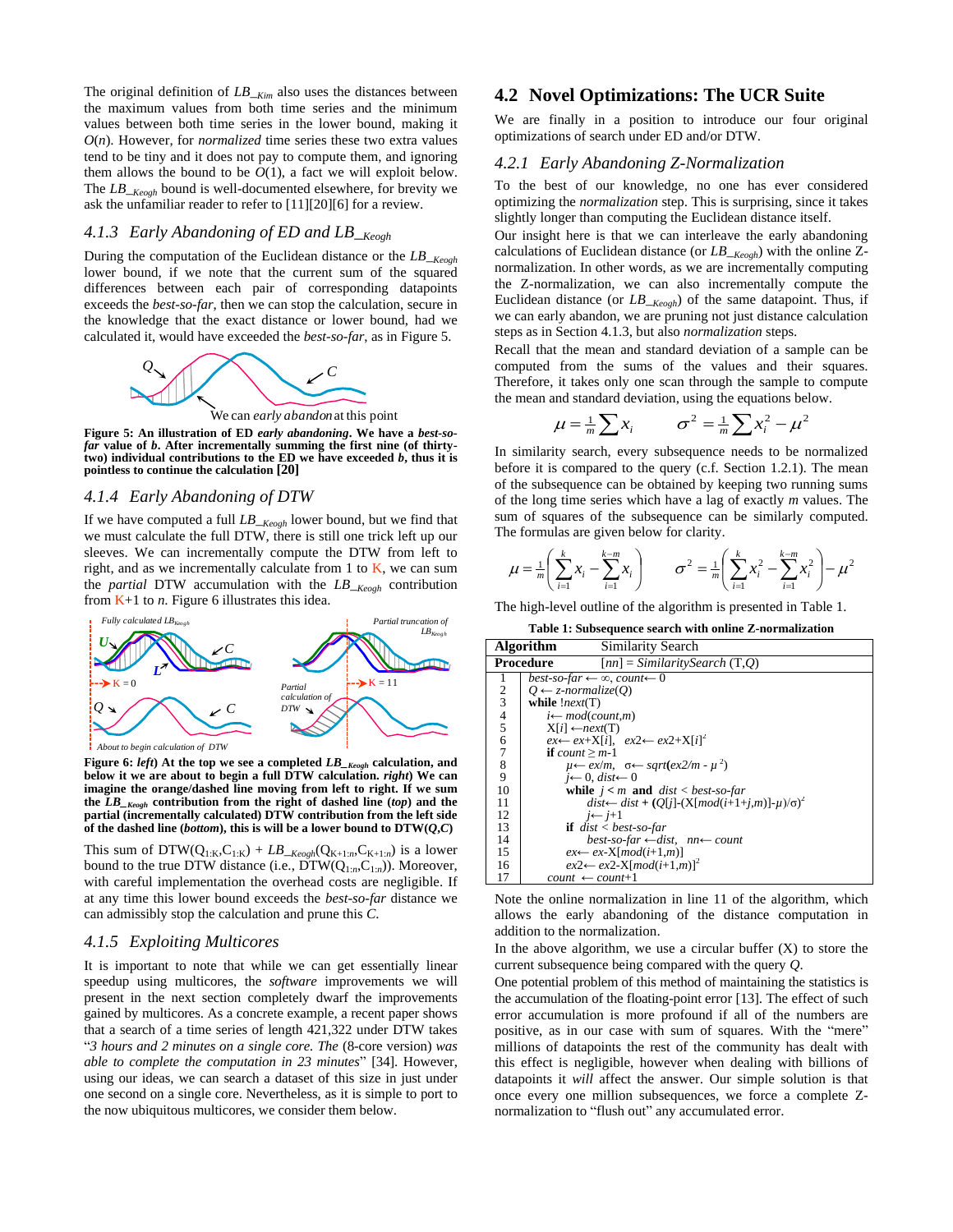The original definition of $LB\_Kim$ also uses the distances between the maximum values from both time series and the minimum values between both time series in the lower bound, making it $O(n)$. However, for *normalized* time series these two extra values tend to be tiny and it does not pay to compute them, and ignoring them allows the bound to be $O(1)$, a fact we will exploit below. The $LB\_Keogh$ bound is well-documented elsewhere, for brevity we ask the unfamiliar reader to refer to [11][20][6] for a review.

### 4.1.3 Early Abandoning of ED and $LB\_Keogh$

During the computation of the Euclidean distance or the $LB\_Keogh$ lower bound, if we note that the current sum of the squared differences between each pair of corresponding datapoints exceeds the *best-so-far*, then we can stop the calculation, secure in the knowledge that the exact distance or lower bound, had we calculated it, would have exceeded the *best-so-far*, as in Figure 5.

**Figure 5: An illustration of ED *early abandoning*. We have a *best-so-far* value of *b*. After incrementally summing the first nine (of thirty-two) individual contributions to the ED we have exceeded *b*, thus it is pointless to continue the calculation [20]**

### 4.1.4 Early Abandoning of DTW

If we have computed a full $LB\_Keogh$ lower bound, but we find that we must calculate the full DTW, there is still one trick left up our sleeves. We can incrementally compute the DTW from left to right, and as we incrementally calculate from 1 to K, we can sum the *partial* DTW accumulation with the $LB\_Keogh$ contribution from K+1 to *n*. Figure 6 illustrates this idea.

**Figure 6: *left*) At the top we see a completed $LB\_Keogh$ calculation, and below it we are about to begin a full DTW calculation. *right*) We can imagine the orange/dashed line moving from left to right. If we sum the $LB\_Keogh$ contribution from the right of dashed line (*top*) and the partial (incrementally calculated) DTW contribution from the left side of the dashed line (*bottom*), this is will be a lower bound to DTW(*Q*,*C*)**

This sum of $\mathrm{DTW}(Q_{1:K},C_{1:K}) + LB\_Keogh(Q_{K+1:n},C_{K+1:n})$ is a lower bound to the true DTW distance (i.e., $\mathrm{DTW}(Q_{1:n},C_{1:n})$). Moreover, with careful implementation the overhead costs are negligible. If at any time this lower bound exceeds the *best-so-far* distance we can admissibly stop the calculation and prune this *C*.

### 4.1.5 Exploiting Multicores

It is important to note that while we can get essentially linear speedup using multicores, the *software* improvements we will present in the next section completely dwarf the improvements gained by multicores. As a concrete example, a recent paper shows that a search of a time series of length 421,322 under DTW takes "*3 hours and 2 minutes on a single core. The* (8-core version) *was able to complete the computation in 23 minutes*" [34]. However, using our ideas, we can search a dataset of this size in just under one second on a single core. Nevertheless, as it is simple to port to the now ubiquitous multicores, we consider them below.

## 4.2 Novel Optimizations: The UCR Suite

We are finally in a position to introduce our four original optimizations of search under ED and/or DTW.

### 4.2.1 Early Abandoning Z-Normalization

To the best of our knowledge, no one has ever considered optimizing the *normalization* step. This is surprising, since it takes slightly longer than computing the Euclidean distance itself.

Our insight here is that we can interleave the early abandoning calculations of Euclidean distance (or $LB\_Keogh$) with the online Z-normalization. In other words, as we are incrementally computing the Z-normalization, we can also incrementally compute the Euclidean distance (or $LB\_Keogh$) of the same datapoint. Thus, if we can early abandon, we are pruning not just distance calculation steps as in Section 4.1.3, but also *normalization* steps.

Recall that the mean and standard deviation of a sample can be computed from the sums of the values and their squares. Therefore, it takes only one scan through the sample to compute the mean and standard deviation, using the equations below.

$$\mu = \frac{1}{m}\sum x_i \qquad \sigma^2 = \frac{1}{m}\sum x_i^2 - \mu^2$$

In similarity search, every subsequence needs to be normalized before it is compared to the query (c.f. Section 1.2.1). The mean of the subsequence can be obtained by keeping two running sums of the long time series which have a lag of exactly *m* values. The sum of squares of the subsequence can be similarly computed. The formulas are given below for clarity.

$$\mu = \frac{1}{m}\left(\sum_{i=1}^{k} x_i - \sum_{i=1}^{k-m} x_i\right) \qquad \sigma^2 = \frac{1}{m}\left(\sum_{i=1}^{k} x_i^2 - \sum_{i=1}^{k-m} x_i^2\right) - \mu^2$$

The high-level outline of the algorithm is presented in Table 1.

**Table 1: Subsequence search with online Z-normalization**

| **Algorithm** | Similarity Search |
|---|---|
| **Procedure** | $[nn]$ = *SimilaritySearch* (T,Q) |
| 1 | *best-so-far* ← ∞, *count*← 0 |
| 2 | $Q$ ← *z-normalize*($Q$) |
| 3 | **while** !*next*(T) |
| 4 | &nbsp;&nbsp;*i*← *mod*(*count*,*m*) |
| 5 | &nbsp;&nbsp;X[*i*] ←*next*(T) |
| 6 | &nbsp;&nbsp;*ex*← *ex*+X[*i*], *ex2*← *ex2*+X[*i*]$^2$ |
| 7 | &nbsp;&nbsp;**if** *count* ≥ *m*-1 |
| 8 | &nbsp;&nbsp;&nbsp;&nbsp;$\mu$← *ex*/*m*, σ← *sqrt*(*ex2*/*m* - $\mu^2$) |
| 9 | &nbsp;&nbsp;&nbsp;&nbsp;*j*← 0, *dist*← 0 |
| 10 | &nbsp;&nbsp;&nbsp;&nbsp;**while** *j* < *m* **and** *dist* < *best-so-far* |
| 11 | &nbsp;&nbsp;&nbsp;&nbsp;&nbsp;&nbsp;*dist*← *dist* + ($Q$[*j*]-(X[*mod*(*i*+1+*j*,*m*)]-$\mu$)/σ)$^2$ |
| 12 | &nbsp;&nbsp;&nbsp;&nbsp;&nbsp;&nbsp;*j*← *j*+1 |
| 13 | &nbsp;&nbsp;&nbsp;&nbsp;**if** *dist* < *best-so-far* |
| 14 | &nbsp;&nbsp;&nbsp;&nbsp;&nbsp;&nbsp;*best-so-far* ←*dist*, *nn*← *count* |
| 15 | &nbsp;&nbsp;&nbsp;&nbsp;*ex*← *ex*-X[*mod*(*i*+1,*m*)] |
| 16 | &nbsp;&nbsp;&nbsp;&nbsp;*ex2*← *ex2*-X[*mod*(*i*+1,*m*)]$^2$ |
| 17 | &nbsp;&nbsp;*count* ← *count*+1 |

Note the online normalization in line 11 of the algorithm, which allows the early abandoning of the distance computation in addition to the normalization.

In the above algorithm, we use a circular buffer (X) to store the current subsequence being compared with the query *Q*.

One potential problem of this method of maintaining the statistics is the accumulation of the floating-point error [13]. The effect of such error accumulation is more profound if all of the numbers are positive, as in our case with sum of squares. With the "mere" millions of datapoints the rest of the community has dealt with this effect is negligible, however when dealing with billions of datapoints it *will* affect the answer. Our simple solution is that once every one million subsequences, we force a complete Z-normalization to "flush out" any accumulated error.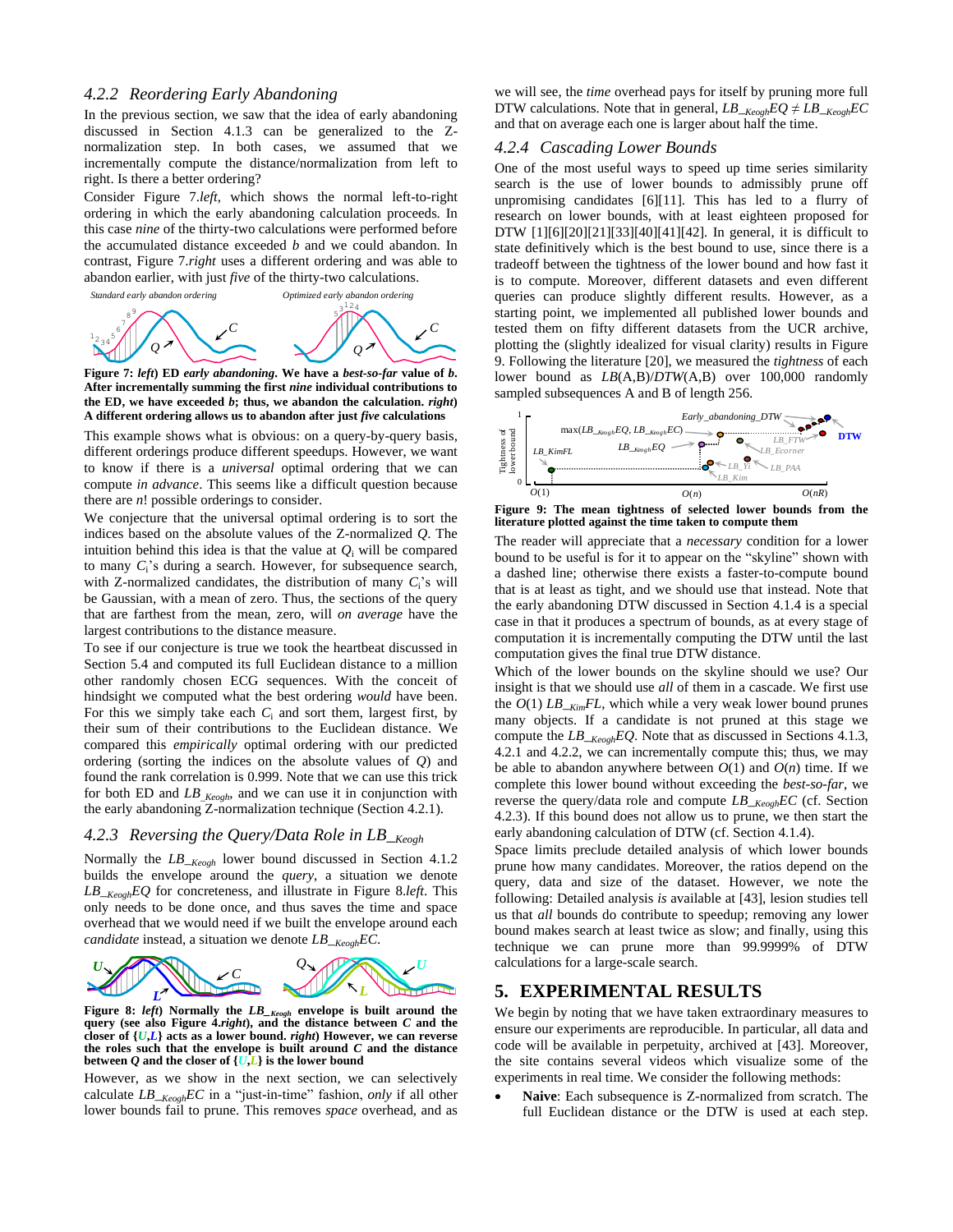### 4.2.2 Reordering Early Abandoning

In the previous section, we saw that the idea of early abandoning discussed in Section 4.1.3 can be generalized to the Z-normalization step. In both cases, we assumed that we incrementally compute the distance/normalization from left to right. Is there a better ordering?

Consider Figure 7.*left*, which shows the normal left-to-right ordering in which the early abandoning calculation proceeds. In this case *nine* of the thirty-two calculations were performed before the accumulated distance exceeded *b* and we could abandon. In contrast, Figure 7.*right* uses a different ordering and was able to abandon earlier, with just *five* of the thirty-two calculations.

**Figure 7: *left*) ED *early abandoning*. We have a *best-so-far* value of *b*. After incrementally summing the first *nine* individual contributions to the ED, we have exceeded *b*; thus, we abandon the calculation. *right*) A different ordering allows us to abandon after just *five* calculations**

This example shows what is obvious: on a query-by-query basis, different orderings produce different speedups. However, we want to know if there is a *universal* optimal ordering that we can compute *in advance*. This seems like a difficult question because there are *n*! possible orderings to consider.

We conjecture that the universal optimal ordering is to sort the indices based on the absolute values of the Z-normalized *Q*. The intuition behind this idea is that the value at $Q_i$ will be compared to many $C_i$'s during a search. However, for subsequence search, with Z-normalized candidates, the distribution of many $C_i$'s will be Gaussian, with a mean of zero. Thus, the sections of the query that are farthest from the mean, zero, will *on average* have the largest contributions to the distance measure.

To see if our conjecture is true we took the heartbeat discussed in Section 5.4 and computed its full Euclidean distance to a million other randomly chosen ECG sequences. With the conceit of hindsight we computed what the best ordering *would* have been. For this we simply take each $C_i$ and sort them, largest first, by their sum of their contributions to the Euclidean distance. We compared this *empirically* optimal ordering with our predicted ordering (sorting the indices on the absolute values of *Q*) and found the rank correlation is 0.999. Note that we can use this trick for both ED and $LB\_{Keogh}$, and we can use it in conjunction with the early abandoning Z-normalization technique (Section 4.2.1).

### 4.2.3 Reversing the Query/Data Role in $LB\_{Keogh}$

Normally the $LB\_{Keogh}$ lower bound discussed in Section 4.1.2 builds the envelope around the *query*, a situation we denote $LB\_{Keogh}EQ$ for concreteness, and illustrate in Figure 8.*left*. This only needs to be done once, and thus saves the time and space overhead that we would need if we built the envelope around each *candidate* instead, a situation we denote $LB\_{Keogh}EC$.

**Figure 8: *left*) Normally the $LB\_{Keogh}$ envelope is built around the query (see also Figure 4.*right*), and the distance between *C* and the closer of {*U*,*L*} acts as a lower bound. *right*) However, we can reverse the roles such that the envelope is built around *C* and the distance between *Q* and the closer of {*U*,*L*} is the lower bound**

However, as we show in the next section, we can selectively calculate $LB\_{Keogh}EC$ in a "just-in-time" fashion, *only* if all other lower bounds fail to prune. This removes *space* overhead, and as we will see, the *time* overhead pays for itself by pruning more full DTW calculations. Note that in general, $LB\_{Keogh}EQ \neq LB\_{Keogh}EC$ and that on average each one is larger about half the time.

### 4.2.4 Cascading Lower Bounds

One of the most useful ways to speed up time series similarity search is the use of lower bounds to admissibly prune off unpromising candidates [6][11]. This has led to a flurry of research on lower bounds, with at least eighteen proposed for DTW [1][6][20][21][33][40][41][42]. In general, it is difficult to state definitively which is the best bound to use, since there is a tradeoff between the tightness of the lower bound and how fast it is to compute. Moreover, different datasets and even different queries can produce slightly different results. However, as a starting point, we implemented all published lower bounds and tested them on fifty different datasets from the UCR archive, plotting the (slightly idealized for visual clarity) results in Figure 9. Following the literature [20], we measured the *tightness* of each lower bound as *LB*(A,B)/*DTW*(A,B) over 100,000 randomly sampled subsequences A and B of length 256.

**Figure 9: The mean tightness of selected lower bounds from the literature plotted against the time taken to compute them**

The reader will appreciate that a *necessary* condition for a lower bound to be useful is for it to appear on the "skyline" shown with a dashed line; otherwise there exists a faster-to-compute bound that is at least as tight, and we should use that instead. Note that the early abandoning DTW discussed in Section 4.1.4 is a special case in that it produces a spectrum of bounds, as at every stage of computation it is incrementally computing the DTW until the last computation gives the final true DTW distance.

Which of the lower bounds on the skyline should we use? Our insight is that we should use *all* of them in a cascade. We first use the $O(1)$ $LB\_{Kim}FL$, which while a very weak lower bound prunes many objects. If a candidate is not pruned at this stage we compute the $LB\_{Keogh}EQ$. Note that as discussed in Sections 4.1.3, 4.2.1 and 4.2.2, we can incrementally compute this; thus, we may be able to abandon anywhere between $O(1)$ and $O(n)$ time. If we complete this lower bound without exceeding the *best-so-far*, we reverse the query/data role and compute $LB\_{Keogh}EC$ (cf. Section 4.2.3). If this bound does not allow us to prune, we then start the early abandoning calculation of DTW (cf. Section 4.1.4).

Space limits preclude detailed analysis of which lower bounds prune how many candidates. Moreover, the ratios depend on the query, data and size of the dataset. However, we note the following: Detailed analysis *is* available at [43], lesion studies tell us that *all* bounds do contribute to speedup; removing any lower bound makes search at least twice as slow; and finally, using this technique we can prune more than 99.9999% of DTW calculations for a large-scale search.

## 5. EXPERIMENTAL RESULTS

We begin by noting that we have taken extraordinary measures to ensure our experiments are reproducible. In particular, all data and code will be available in perpetuity, archived at [43]. Moreover, the site contains several videos which visualize some of the experiments in real time. We consider the following methods:

- **Naive**: Each subsequence is Z-normalized from scratch. The full Euclidean distance or the DTW is used at each step.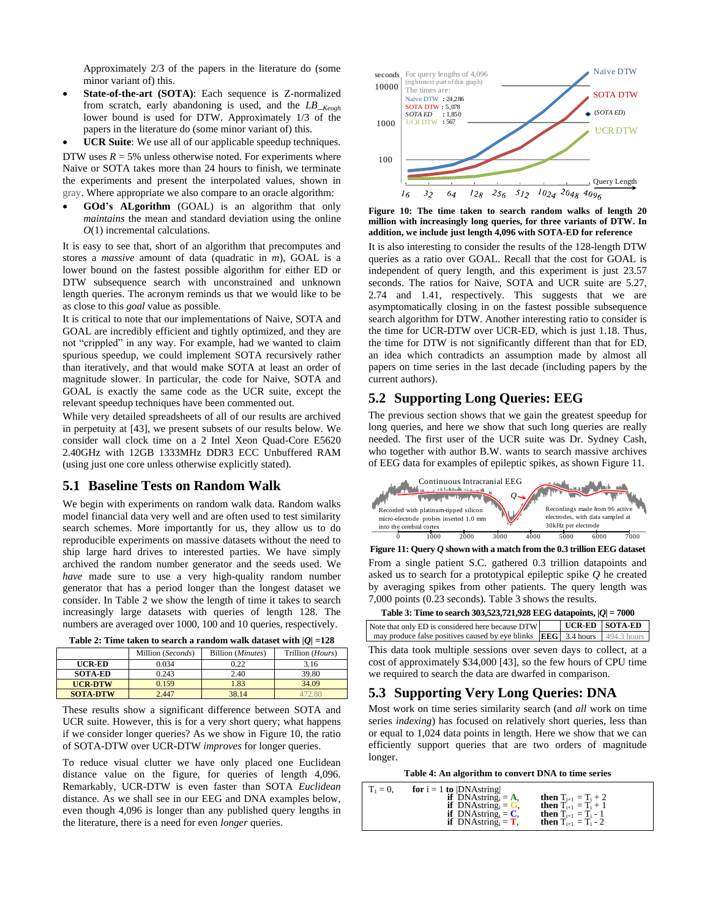Approximately 2/3 of the papers in the literature do (some minor variant of) this.

- **State-of-the-art (SOTA)**: Each sequence is Z-normalized from scratch, early abandoning is used, and the $LB\_{Keogh}$ lower bound is used for DTW. Approximately 1/3 of the papers in the literature do (some minor variant of) this.
- **UCR Suite**: We use all of our applicable speedup techniques.

DTW uses $R$ = 5% unless otherwise noted. For experiments where Naive or SOTA takes more than 24 hours to finish, we terminate the experiments and present the interpolated values, shown in gray. Where appropriate we also compare to an oracle algorithm:

- **GOd's ALgorithm** (GOAL) is an algorithm that only *maintains* the mean and standard deviation using the online $O(1)$ incremental calculations.

It is easy to see that, short of an algorithm that precomputes and stores a *massive* amount of data (quadratic in $m$), GOAL is a lower bound on the fastest possible algorithm for either ED or DTW subsequence search with unconstrained and unknown length queries. The acronym reminds us that we would like to be as close to this *goal* value as possible.

It is critical to note that our implementations of Naive, SOTA and GOAL are incredibly efficient and tightly optimized, and they are not "crippled" in any way. For example, had we wanted to claim spurious speedup, we could implement SOTA recursively rather than iteratively, and that would make SOTA at least an order of magnitude slower. In particular, the code for Naive, SOTA and GOAL is exactly the same code as the UCR suite, except the relevant speedup techniques have been commented out.

While very detailed spreadsheets of all of our results are archived in perpetuity at [43], we present subsets of our results below. We consider wall clock time on a 2 Intel Xeon Quad-Core E5620 2.40GHz with 12GB 1333MHz DDR3 ECC Unbuffered RAM (using just one core unless otherwise explicitly stated).

## 5.1 Baseline Tests on Random Walk

We begin with experiments on random walk data. Random walks model financial data very well and are often used to test similarity search schemes. More importantly for us, they allow us to do reproducible experiments on massive datasets without the need to ship large hard drives to interested parties. We have simply archived the random number generator and the seeds used. We *have* made sure to use a very high-quality random number generator that has a period longer than the longest dataset we consider. In Table 2 we show the length of time it takes to search increasingly large datasets with queries of length 128. The numbers are averaged over 1000, 100 and 10 queries, respectively.

**Table 2: Time taken to search a random walk dataset with $|Q|$ =128**

| | Million (*Seconds*) | Billion (*Minutes*) | Trillion (*Hours*) |
|---|---|---|---|
| **UCR-ED** | 0.034 | 0.22 | 3.16 |
| **SOTA-ED** | 0.243 | 2.40 | 39.80 |
| **UCR-DTW** | 0.159 | 1.83 | 34.09 |
| **SOTA-DTW** | 2.447 | 38.14 | 472.80 |

These results show a significant difference between SOTA and UCR suite. However, this is for a very short query; what happens if we consider longer queries? As we show in Figure 10, the ratio of SOTA-DTW over UCR-DTW *improves* for longer queries.

To reduce visual clutter we have only placed one Euclidean distance value on the figure, for queries of length 4,096. Remarkably, UCR-DTW is even faster than SOTA *Euclidean* distance. As we shall see in our EEG and DNA examples below, even though 4,096 is longer than any published query lengths in the literature, there is a need for even *longer* queries.

**Figure 10: The time taken to search random walks of length 20 million with increasingly long queries, for three variants of DTW. In addition, we include just length 4,096 with SOTA-ED for reference**

It is also interesting to consider the results of the 128-length DTW queries as a ratio over GOAL. Recall that the cost for GOAL is independent of query length, and this experiment is just 23.57 seconds. The ratios for Naive, SOTA and UCR suite are 5.27, 2.74 and 1.41, respectively. This suggests that we are asymptotically closing in on the fastest possible subsequence search algorithm for DTW. Another interesting ratio to consider is the time for UCR-DTW over UCR-ED, which is just 1.18. Thus, the time for DTW is not significantly different than that for ED, an idea which contradicts an assumption made by almost all papers on time series in the last decade (including papers by the current authors).

## 5.2 Supporting Long Queries: EEG

The previous section shows that we gain the greatest speedup for long queries, and here we show that such long queries are really needed. The first user of the UCR suite was Dr. Sydney Cash, who together with author B.W. wants to search massive archives of EEG data for examples of epileptic spikes, as shown Figure 11.

**Figure 11: Query $Q$ shown with a match from the 0.3 trillion EEG dataset**

From a single patient S.C. gathered 0.3 trillion datapoints and asked us to search for a prototypical epileptic spike $Q$ he created by averaging spikes from other patients. The query length was 7,000 points (0.23 seconds). Table 3 shows the results.

**Table 3: Time to search 303,523,721,928 EEG datapoints, $|Q|$ = 7000**

| Note that only ED is considered here because DTW may produce false positives caused by eye blinks | | UCR-ED | SOTA-ED |
|---|---|---|---|
| | EEG | 3.4 hours | 494.3 hours |

This data took multiple sessions over seven days to collect, at a cost of approximately $34,000 [43], so the few hours of CPU time we required to search the data are dwarfed in comparison.

## 5.3 Supporting Very Long Queries: DNA

Most work on time series similarity search (and *all* work on time series *indexing*) has focused on relatively short queries, less than or equal to 1,024 data points in length. Here we show that we can efficiently support queries that are two orders of magnitude longer.

**Table 4: An algorithm to convert DNA to time series**

```
T1 = 0,   for i = 1 to |DNAstring|
              if DNAstring_i = A,    then T_i+1 = T_i + 2
              if DNAstring_i = G,    then T_i+1 = T_i + 1
              if DNAstring_i = C,    then T_i+1 = T_i - 1
              if DNAstring_i = T,    then T_i+1 = T_i - 2
```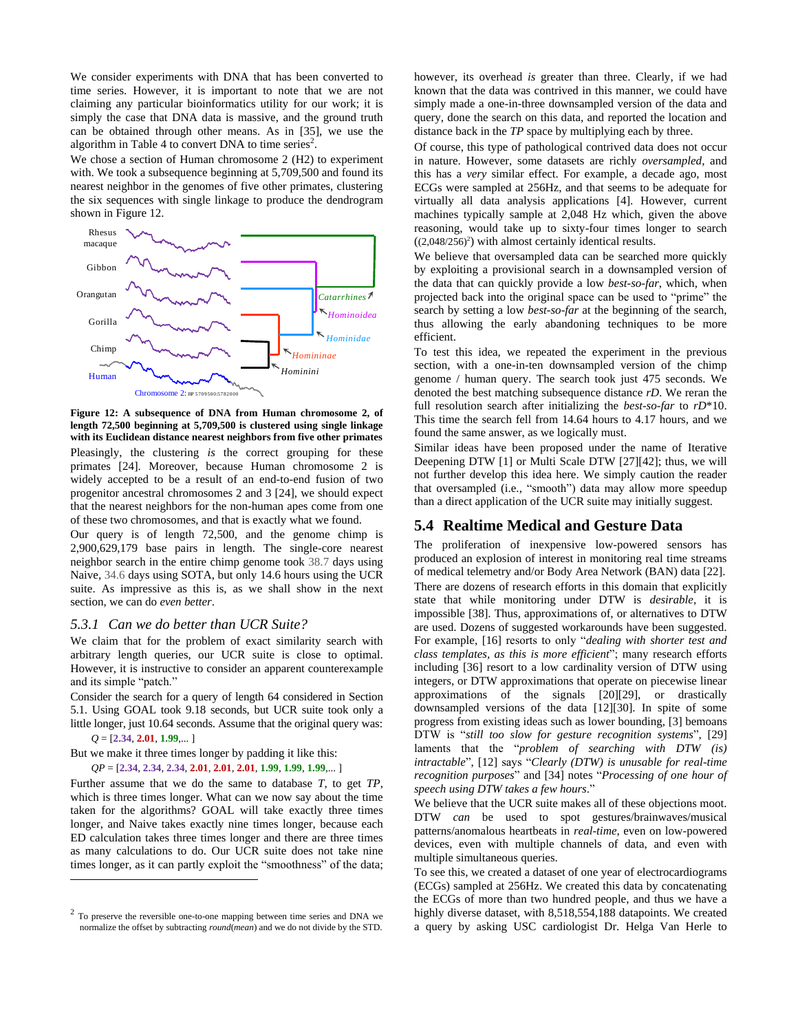We consider experiments with DNA that has been converted to time series. However, it is important to note that we are not claiming any particular bioinformatics utility for our work; it is simply the case that DNA data is massive, and the ground truth can be obtained through other means. As in [35], we use the algorithm in Table 4 to convert DNA to time series[2].

We chose a section of Human chromosome 2 (H2) to experiment with. We took a subsequence beginning at 5,709,500 and found its nearest neighbor in the genomes of five other primates, clustering the six sequences with single linkage to produce the dendrogram shown in Figure 12.

**Figure 12: A subsequence of DNA from Human chromosome 2, of length 72,500 beginning at 5,709,500 is clustered using single linkage with its Euclidean distance nearest neighbors from five other primates**

Pleasingly, the clustering *is* the correct grouping for these primates [24]. Moreover, because Human chromosome 2 is widely accepted to be a result of an end-to-end fusion of two progenitor ancestral chromosomes 2 and 3 [24], we should expect that the nearest neighbors for the non-human apes come from one of these two chromosomes, and that is exactly what we found.

Our query is of length 72,500, and the genome chimp is 2,900,629,179 base pairs in length. The single-core nearest neighbor search in the entire chimp genome took 38.7 days using Naive, 34.6 days using SOTA, but only 14.6 hours using the UCR suite. As impressive as this is, as we shall show in the next section, we can do *even better*.

### 5.3.1 Can we do better than UCR Suite?

We claim that for the problem of exact similarity search with arbitrary length queries, our UCR suite is close to optimal. However, it is instructive to consider an apparent counterexample and its simple "patch."

Consider the search for a query of length 64 considered in Section 5.1. Using GOAL took 9.18 seconds, but UCR suite took only a little longer, just 10.64 seconds. Assume that the original query was:

*Q* = [**2.34**, **2.01**, **1.99**,... ]

But we make it three times longer by padding it like this:

*QP* = [**2.34**, **2.34**, **2.34**, **2.01**, **2.01**, **2.01**, **1.99**, **1.99**, **1.99**,... ]

Further assume that we do the same to database *T*, to get *TP*, which is three times longer. What can we now say about the time taken for the algorithms? GOAL will take exactly three times longer, and Naive takes exactly nine times longer, because each ED calculation takes three times longer and there are three times as many calculations to do. Our UCR suite does not take nine times longer, as it can partly exploit the "smoothness" of the data; however, its overhead *is* greater than three. Clearly, if we had known that the data was contrived in this manner, we could have simply made a one-in-three downsampled version of the data and query, done the search on this data, and reported the location and distance back in the *TP* space by multiplying each by three.

Of course, this type of pathological contrived data does not occur in nature. However, some datasets are richly *oversampled*, and this has a *very* similar effect. For example, a decade ago, most ECGs were sampled at 256Hz, and that seems to be adequate for virtually all data analysis applications [4]. However, current machines typically sample at 2,048 Hz which, given the above reasoning, would take up to sixty-four times longer to search ($(2{,}048/256)^2$) with almost certainly identical results.

We believe that oversampled data can be searched more quickly by exploiting a provisional search in a downsampled version of the data that can quickly provide a low *best-so-far*, which, when projected back into the original space can be used to "prime" the search by setting a low *best-so-far* at the beginning of the search, thus allowing the early abandoning techniques to be more efficient.

To test this idea, we repeated the experiment in the previous section, with a one-in-ten downsampled version of the chimp genome / human query. The search took just 475 seconds. We denoted the best matching subsequence distance *rD*. We reran the full resolution search after initializing the *best-so-far* to *rD*\*10. This time the search fell from 14.64 hours to 4.17 hours, and we found the same answer, as we logically must.

Similar ideas have been proposed under the name of Iterative Deepening DTW [1] or Multi Scale DTW [27][42]; thus, we will not further develop this idea here. We simply caution the reader that oversampled (i.e., "smooth") data may allow more speedup than a direct application of the UCR suite may initially suggest.

## 5.4 Realtime Medical and Gesture Data

The proliferation of inexpensive low-powered sensors has produced an explosion of interest in monitoring real time streams of medical telemetry and/or Body Area Network (BAN) data [22]. There are dozens of research efforts in this domain that explicitly state that while monitoring under DTW is *desirable*, it is impossible [38]. Thus, approximations of, or alternatives to DTW are used. Dozens of suggested workarounds have been suggested. For example, [16] resorts to only "*dealing with shorter test and class templates, as this is more efficient*"; many research efforts including [36] resort to a low cardinality version of DTW using integers, or DTW approximations that operate on piecewise linear approximations of the signals [20][29], or drastically downsampled versions of the data [12][30]. In spite of some progress from existing ideas such as lower bounding, [3] bemoans DTW is "*still too slow for gesture recognition systems*", [29] laments that the "*problem of searching with DTW (is) intractable*", [12] says "*Clearly (DTW) is unusable for real-time recognition purposes*" and [34] notes "*Processing of one hour of speech using DTW takes a few hours*."

We believe that the UCR suite makes all of these objections moot. DTW *can* be used to spot gestures/brainwaves/musical patterns/anomalous heartbeats in *real-time*, even on low-powered devices, even with multiple channels of data, and even with multiple simultaneous queries.

To see this, we created a dataset of one year of electrocardiograms (ECGs) sampled at 256Hz. We created this data by concatenating the ECGs of more than two hundred people, and thus we have a highly diverse dataset, with 8,518,554,188 datapoints. We created a query by asking USC cardiologist Dr. Helga Van Herle to

---

[2] To preserve the reversible one-to-one mapping between time series and DNA we normalize the offset by subtracting *round*(*mean*) and we do not divide by the STD.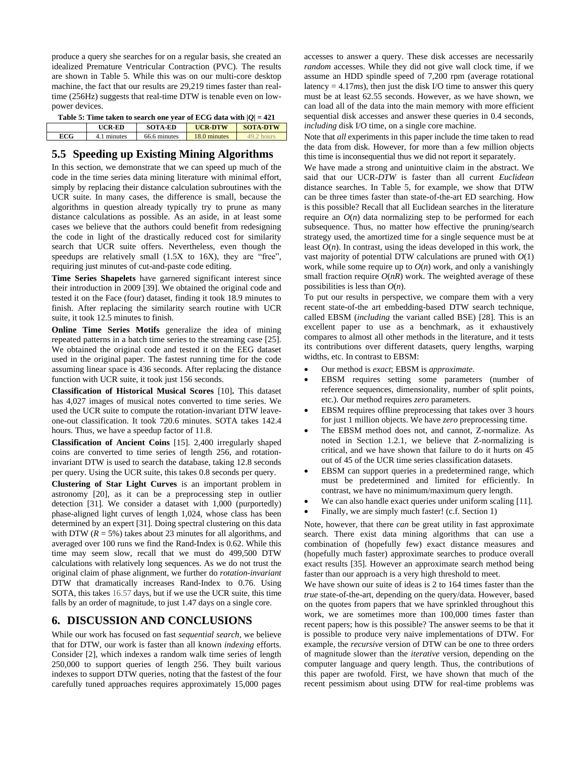produce a query she searches for on a regular basis, she created an idealized Premature Ventricular Contraction (PVC). The results are shown in Table 5. While this was on our multi-core desktop machine, the fact that our results are 29,219 times faster than real-time (256Hz) suggests that real-time DTW is tenable even on low-power devices.

**Table 5: Time taken to search one year of ECG data with $|Q| = 421$**

| | UCR-ED | SOTA-ED | UCR-DTW | SOTA-DTW |
|---|---|---|---|---|
| **ECG** | 4.1 minutes | 66.6 minutes | 18.0 minutes | 49.2 hours |

## 5.5 Speeding up Existing Mining Algorithms

In this section, we demonstrate that we can speed up much of the code in the time series data mining literature with minimal effort, simply by replacing their distance calculation subroutines with the UCR suite. In many cases, the difference is small, because the algorithms in question already typically try to prune as many distance calculations as possible. As an aside, in at least some cases we believe that the authors could benefit from redesigning the code in light of the drastically reduced cost for similarity search that UCR suite offers. Nevertheless, even though the speedups are relatively small (1.5X to 16X), they are "free", requiring just minutes of cut-and-paste code editing.

**Time Series Shapelets** have garnered significant interest since their introduction in 2009 [39]. We obtained the original code and tested it on the Face (four) dataset, finding it took 18.9 minutes to finish. After replacing the similarity search routine with UCR suite, it took 12.5 minutes to finish.

**Online Time Series Motifs** generalize the idea of mining repeated patterns in a batch time series to the streaming case [25]. We obtained the original code and tested it on the EEG dataset used in the original paper. The fastest running time for the code assuming linear space is 436 seconds. After replacing the distance function with UCR suite, it took just 156 seconds.

**Classification of Historical Musical Scores** [10]**.** This dataset has 4,027 images of musical notes converted to time series. We used the UCR suite to compute the rotation-invariant DTW leave-one-out classification. It took 720.6 minutes. SOTA takes 142.4 hours. Thus, we have a speedup factor of 11.8.

**Classification of Ancient Coins** [15]. 2,400 irregularly shaped coins are converted to time series of length 256, and rotation-invariant DTW is used to search the database, taking 12.8 seconds per query. Using the UCR suite, this takes 0.8 seconds per query.

**Clustering of Star Light Curves** is an important problem in astronomy [20], as it can be a preprocessing step in outlier detection [31]. We consider a dataset with 1,000 (purportedly) phase-aligned light curves of length 1,024, whose class has been determined by an expert [31]. Doing spectral clustering on this data with DTW ($R$ = 5%) takes about 23 minutes for all algorithms, and averaged over 100 runs we find the Rand-Index is 0.62. While this time may seem slow, recall that we must do 499,500 DTW calculations with relatively long sequences. As we do not trust the original claim of phase alignment, we further do *rotation-invariant* DTW that dramatically increases Rand-Index to 0.76. Using SOTA, this takes 16.57 days, but if we use the UCR suite, this time falls by an order of magnitude, to just 1.47 days on a single core.

# 6. DISCUSSION AND CONCLUSIONS

While our work has focused on fast *sequential search*, we believe that for DTW, our work is faster than all known *indexing* efforts. Consider [2], which indexes a random walk time series of length 250,000 to support queries of length 256. They built various indexes to support DTW queries, noting that the fastest of the four carefully tuned approaches requires approximately 15,000 pages accesses to answer a query. These disk accesses are necessarily *random* accesses. While they did not give wall clock time, if we assume an HDD spindle speed of 7,200 rpm (average rotational latency = 4.17*ms*), then just the disk I/O time to answer this query must be at least 62.55 seconds. However, as we have shown, we can load all of the data into the main memory with more efficient sequential disk accesses and answer these queries in 0.4 seconds, *including* disk I/O time, on a single core machine.

Note that *all* experiments in this paper include the time taken to read the data from disk. However, for more than a few million objects this time is inconsequential thus we did not report it separately.

We have made a strong and unintuitive claim in the abstract. We said that our UCR-*DTW* is faster than all current *Euclidean* distance searches. In Table 5, for example, we show that DTW can be three times faster than state-of-the-art ED searching. How is this possible? Recall that all Euclidean searches in the literature require an $O(n)$ data normalizing step to be performed for each subsequence. Thus, no matter how effective the pruning/search strategy used, the amortized time for a single sequence must be at least $O(n)$. In contrast, using the ideas developed in this work, the vast majority of potential DTW calculations are pruned with $O(1)$ work, while some require up to $O(n)$ work, and only a vanishingly small fraction require $O(nR)$ work. The weighted average of these possibilities is less than $O(n)$.

To put our results in perspective, we compare them with a very recent state-of-the art embedding-based DTW search technique, called EBSM (*including* the variant called BSE) [28]. This is an excellent paper to use as a benchmark, as it exhaustively compares to almost all other methods in the literature, and it tests its contributions over different datasets, query lengths, warping widths, etc. In contrast to EBSM:

- Our method is *exact*; EBSM is *approximate*.
- EBSM requires setting some parameters (number of reference sequences, dimensionality, number of split points, etc.). Our method requires *zero* parameters.
- EBSM requires offline preprocessing that takes over 3 hours for just 1 million objects. We have *zero* preprocessing time.
- The EBSM method does not, and cannot, Z-normalize. As noted in Section 1.2.1, we believe that Z-normalizing is critical, and we have shown that failure to do it hurts on 45 out of 45 of the UCR time series classification datasets.
- EBSM can support queries in a predetermined range, which must be predetermined and limited for efficiently. In contrast, we have no minimum/maximum query length.
- We can also handle exact queries under uniform scaling [11].
- Finally, we are simply much faster! (c.f. Section 1)

Note, however, that there *can* be great utility in fast approximate search. There exist data mining algorithms that can use a combination of (hopefully few) exact distance measures and (hopefully much faster) approximate searches to produce overall exact results [35]. However an approximate search method being faster than our approach is a very high threshold to meet.

We have shown our suite of ideas is 2 to 164 times faster than the *true* state-of-the-art, depending on the query/data. However, based on the quotes from papers that we have sprinkled throughout this work, we are sometimes more than 100,000 times faster than recent papers; how is this possible? The answer seems to be that it is possible to produce very naive implementations of DTW. For example, the *recursive* version of DTW can be one to three orders of magnitude slower than the *iterative* version, depending on the computer language and query length. Thus, the contributions of this paper are twofold. First, we have shown that much of the recent pessimism about using DTW for real-time problems was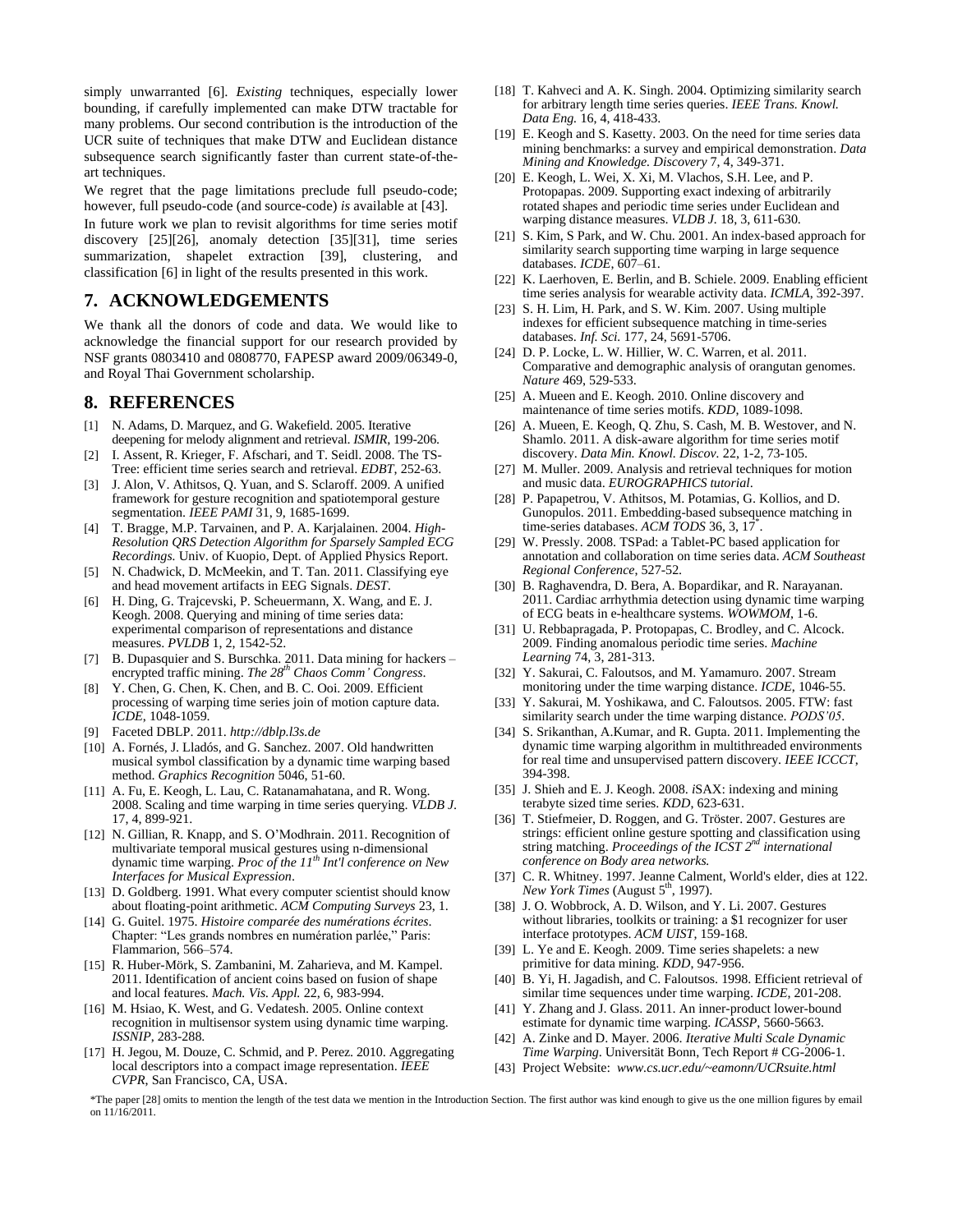simply unwarranted [6]. *Existing* techniques, especially lower bounding, if carefully implemented can make DTW tractable for many problems. Our second contribution is the introduction of the UCR suite of techniques that make DTW and Euclidean distance subsequence search significantly faster than current state-of-the-art techniques.

We regret that the page limitations preclude full pseudo-code; however, full pseudo-code (and source-code) *is* available at [43].

In future work we plan to revisit algorithms for time series motif discovery [25][26], anomaly detection [35][31], time series summarization, shapelet extraction [39], clustering, and classification [6] in light of the results presented in this work.

## 7. ACKNOWLEDGEMENTS

We thank all the donors of code and data. We would like to acknowledge the financial support for our research provided by NSF grants 0803410 and 0808770, FAPESP award 2009/06349-0, and Royal Thai Government scholarship.

## 8. REFERENCES

- [1] N. Adams, D. Marquez, and G. Wakefield. 2005. Iterative deepening for melody alignment and retrieval. *ISMIR*, 199-206.
- [2] I. Assent, R. Krieger, F. Afschari, and T. Seidl. 2008. The TS-Tree: efficient time series search and retrieval. *EDBT*, 252-63.
- [3] J. Alon, V. Athitsos, Q. Yuan, and S. Sclaroff. 2009. A unified framework for gesture recognition and spatiotemporal gesture segmentation. *IEEE PAMI* 31, 9, 1685-1699.
- [4] T. Bragge, M.P. Tarvainen, and P. A. Karjalainen. 2004. *High-Resolution QRS Detection Algorithm for Sparsely Sampled ECG Recordings*. Univ. of Kuopio, Dept. of Applied Physics Report.
- [5] N. Chadwick, D. McMeekin, and T. Tan. 2011. Classifying eye and head movement artifacts in EEG Signals. *DEST*.
- [6] H. Ding, G. Trajcevski, P. Scheuermann, X. Wang, and E. J. Keogh. 2008. Querying and mining of time series data: experimental comparison of representations and distance measures. *PVLDB* 1, 2, 1542-52.
- [7] B. Dupasquier and S. Burschka. 2011. Data mining for hackers – encrypted traffic mining. *The 28th Chaos Comm' Congress*.
- [8] Y. Chen, G. Chen, K. Chen, and B. C. Ooi. 2009. Efficient processing of warping time series join of motion capture data. *ICDE*, 1048-1059.
- [9] Faceted DBLP. 2011. *http://dblp.l3s.de*
- [10] A. Fornés, J. Lladós, and G. Sanchez. 2007. Old handwritten musical symbol classification by a dynamic time warping based method. *Graphics Recognition* 5046, 51-60.
- [11] A. Fu, E. Keogh, L. Lau, C. Ratanamahatana, and R. Wong. 2008. Scaling and time warping in time series querying. *VLDB J.* 17, 4, 899-921.
- [12] N. Gillian, R. Knapp, and S. O'Modhrain. 2011. Recognition of multivariate temporal musical gestures using n-dimensional dynamic time warping. *Proc of the 11th Int'l conference on New Interfaces for Musical Expression*.
- [13] D. Goldberg. 1991. What every computer scientist should know about floating-point arithmetic. *ACM Computing Surveys* 23, 1.
- [14] G. Guitel. 1975. *Histoire comparée des numérations écrites*. Chapter: "Les grands nombres en numération parlée," Paris: Flammarion, 566–574.
- [15] R. Huber-Mörk, S. Zambanini, M. Zaharieva, and M. Kampel. 2011. Identification of ancient coins based on fusion of shape and local features. *Mach. Vis. Appl.* 22, 6, 983-994.
- [16] M. Hsiao, K. West, and G. Vedatesh. 2005. Online context recognition in multisensor system using dynamic time warping. *ISSNIP*, 283-288.
- [17] H. Jegou, M. Douze, C. Schmid, and P. Perez. 2010. Aggregating local descriptors into a compact image representation. *IEEE CVPR*, San Francisco, CA, USA.
- [18] T. Kahveci and A. K. Singh. 2004. Optimizing similarity search for arbitrary length time series queries. *IEEE Trans. Knowl. Data Eng.* 16, 4, 418-433.
- [19] E. Keogh and S. Kasetty. 2003. On the need for time series data mining benchmarks: a survey and empirical demonstration. *Data Mining and Knowledge. Discovery* 7, 4, 349-371.
- [20] E. Keogh, L. Wei, X. Xi, M. Vlachos, S.H. Lee, and P. Protopapas. 2009. Supporting exact indexing of arbitrarily rotated shapes and periodic time series under Euclidean and warping distance measures. *VLDB J.* 18, 3, 611-630.
- [21] S. Kim, S Park, and W. Chu. 2001. An index-based approach for similarity search supporting time warping in large sequence databases. *ICDE*, 607–61.
- [22] K. Laerhoven, E. Berlin, and B. Schiele. 2009. Enabling efficient time series analysis for wearable activity data. *ICMLA*, 392-397.
- [23] S. H. Lim, H. Park, and S. W. Kim. 2007. Using multiple indexes for efficient subsequence matching in time-series databases. *Inf. Sci.* 177, 24, 5691-5706.
- [24] D. P. Locke, L. W. Hillier, W. C. Warren, et al. 2011. Comparative and demographic analysis of orangutan genomes. *Nature* 469, 529-533.
- [25] A. Mueen and E. Keogh. 2010. Online discovery and maintenance of time series motifs. *KDD*, 1089-1098.
- [26] A. Mueen, E. Keogh, Q. Zhu, S. Cash, M. B. Westover, and N. Shamlo. 2011. A disk-aware algorithm for time series motif discovery. *Data Min. Knowl. Discov.* 22, 1-2, 73-105.
- [27] M. Muller. 2009. Analysis and retrieval techniques for motion and music data. *EUROGRAPHICS tutorial*.
- [28] P. Papapetrou, V. Athitsos, M. Potamias, G. Kollios, and D. Gunopulos. 2011. Embedding-based subsequence matching in time-series databases. *ACM TODS* 36, 3, 17*.
- [29] W. Pressly. 2008. TSPad: a Tablet-PC based application for annotation and collaboration on time series data. *ACM Southeast Regional Conference*, 527-52.
- [30] B. Raghavendra, D. Bera, A. Bopardikar, and R. Narayanan. 2011. Cardiac arrhythmia detection using dynamic time warping of ECG beats in e-healthcare systems. *WOWMOM*, 1-6.
- [31] U. Rebbapragada, P. Protopapas, C. Brodley, and C. Alcock. 2009. Finding anomalous periodic time series. *Machine Learning* 74, 3, 281-313.
- [32] Y. Sakurai, C. Faloutsos, and M. Yamamuro. 2007. Stream monitoring under the time warping distance. *ICDE*, 1046-55.
- [33] Y. Sakurai, M. Yoshikawa, and C. Faloutsos. 2005. FTW: fast similarity search under the time warping distance. *PODS'05*.
- [34] S. Srikanthan, A.Kumar, and R. Gupta. 2011. Implementing the dynamic time warping algorithm in multithreaded environments for real time and unsupervised pattern discovery. *IEEE ICCCT*, 394-398.
- [35] J. Shieh and E. J. Keogh. 2008. *i*SAX: indexing and mining terabyte sized time series. *KDD*, 623-631.
- [36] T. Stiefmeier, D. Roggen, and G. Tröster. 2007. Gestures are strings: efficient online gesture spotting and classification using string matching. *Proceedings of the ICST 2nd international conference on Body area networks.*
- [37] C. R. Whitney. 1997. Jeanne Calment, World's elder, dies at 122. *New York Times* (August 5th, 1997).
- [38] J. O. Wobbrock, A. D. Wilson, and Y. Li. 2007. Gestures without libraries, toolkits or training: a $1 recognizer for user interface prototypes. *ACM UIST*, 159-168.
- [39] L. Ye and E. Keogh. 2009. Time series shapelets: a new primitive for data mining. *KDD*, 947-956.
- [40] B. Yi, H. Jagadish, and C. Faloutsos. 1998. Efficient retrieval of similar time sequences under time warping. *ICDE*, 201-208.
- [41] Y. Zhang and J. Glass. 2011. An inner-product lower-bound estimate for dynamic time warping. *ICASSP*, 5660-5663.
- [42] A. Zinke and D. Mayer. 2006. *Iterative Multi Scale Dynamic Time Warping*. Universität Bonn, Tech Report # CG-2006-1.
- [43] Project Website: *www.cs.ucr.edu/~eamonn/UCRsuite.html*

*The paper [28] omits to mention the length of the test data we mention in the Introduction Section. The first author was kind enough to give us the one million figures by email on 11/16/2011.